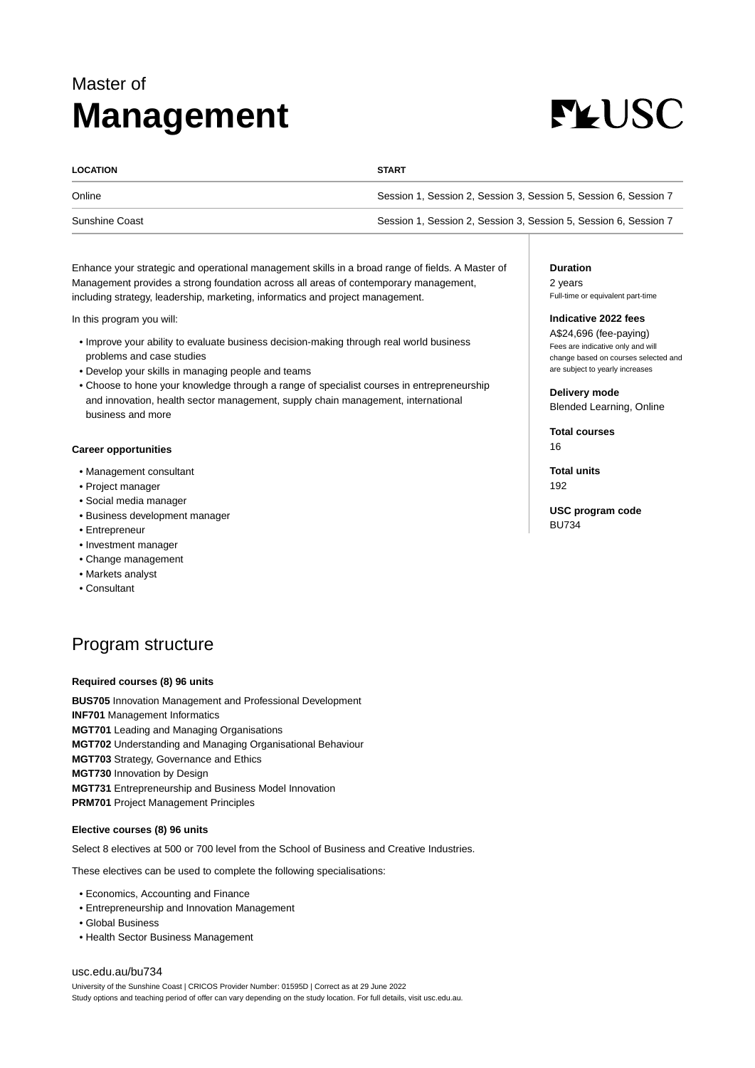# Master of Management

| LOCATION | START |
| --- | --- |
| Online | Session 1, Session 2, Session 3, Session 5, Session 6, Session 7 |
| Sunshine Coast | Session 1, Session 2, Session 3, Session 5, Session 6, Session 7 |

Enhance your strategic and operational management skills in a broad range of fields. A Master of Management provides a strong foundation across all areas of contemporary management, including strategy, leadership, marketing, informatics and project management.

In this program you will:

- Improve your ability to evaluate business decision-making through real world business problems and case studies
- Develop your skills in managing people and teams
- Choose to hone your knowledge through a range of specialist courses in entrepreneurship and innovation, health sector management, supply chain management, international business and more

**Career opportunities**

- Management consultant
- Project manager
- Social media manager
- Business development manager
- Entrepreneur
- Investment manager
- Change management
- Markets analyst
- Consultant

**Duration**

2 years
Full-time or equivalent part-time

**Indicative 2022 fees**

A$24,696 (fee-paying)
Fees are indicative only and will change based on courses selected and are subject to yearly increases

**Delivery mode**

Blended Learning, Online

**Total courses**

16

**Total units**

192

**USC program code**

BU734

## Program structure

**Required courses (8) 96 units**

**BUS705** Innovation Management and Professional Development
**INF701** Management Informatics
**MGT701** Leading and Managing Organisations
**MGT702** Understanding and Managing Organisational Behaviour
**MGT703** Strategy, Governance and Ethics
**MGT730** Innovation by Design
**MGT731** Entrepreneurship and Business Model Innovation
**PRM701** Project Management Principles

**Elective courses (8) 96 units**

Select 8 electives at 500 or 700 level from the School of Business and Creative Industries.

These electives can be used to complete the following specialisations:

- Economics, Accounting and Finance
- Entrepreneurship and Innovation Management
- Global Business
- Health Sector Business Management

usc.edu.au/bu734

University of the Sunshine Coast | CRICOS Provider Number: 01595D | Correct as at 29 June 2022
Study options and teaching period of offer can vary depending on the study location. For full details, visit usc.edu.au.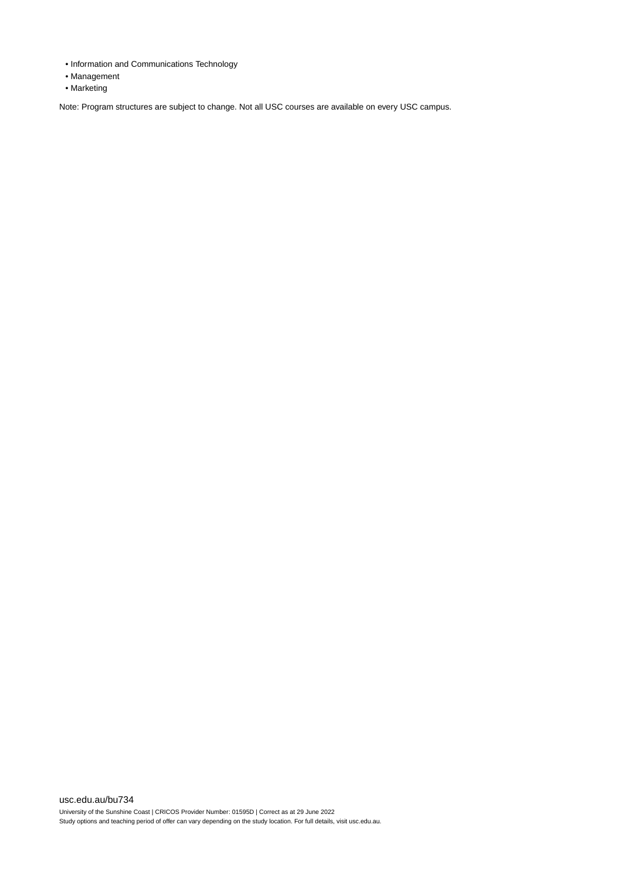- Information and Communications Technology
- Management
- Marketing

Note: Program structures are subject to change. Not all USC courses are available on every USC campus.

usc.edu.au/bu734

University of the Sunshine Coast | CRICOS Provider Number: 01595D | Correct as at 29 June 2022

Study options and teaching period of offer can vary depending on the study location. For full details, visit usc.edu.au.